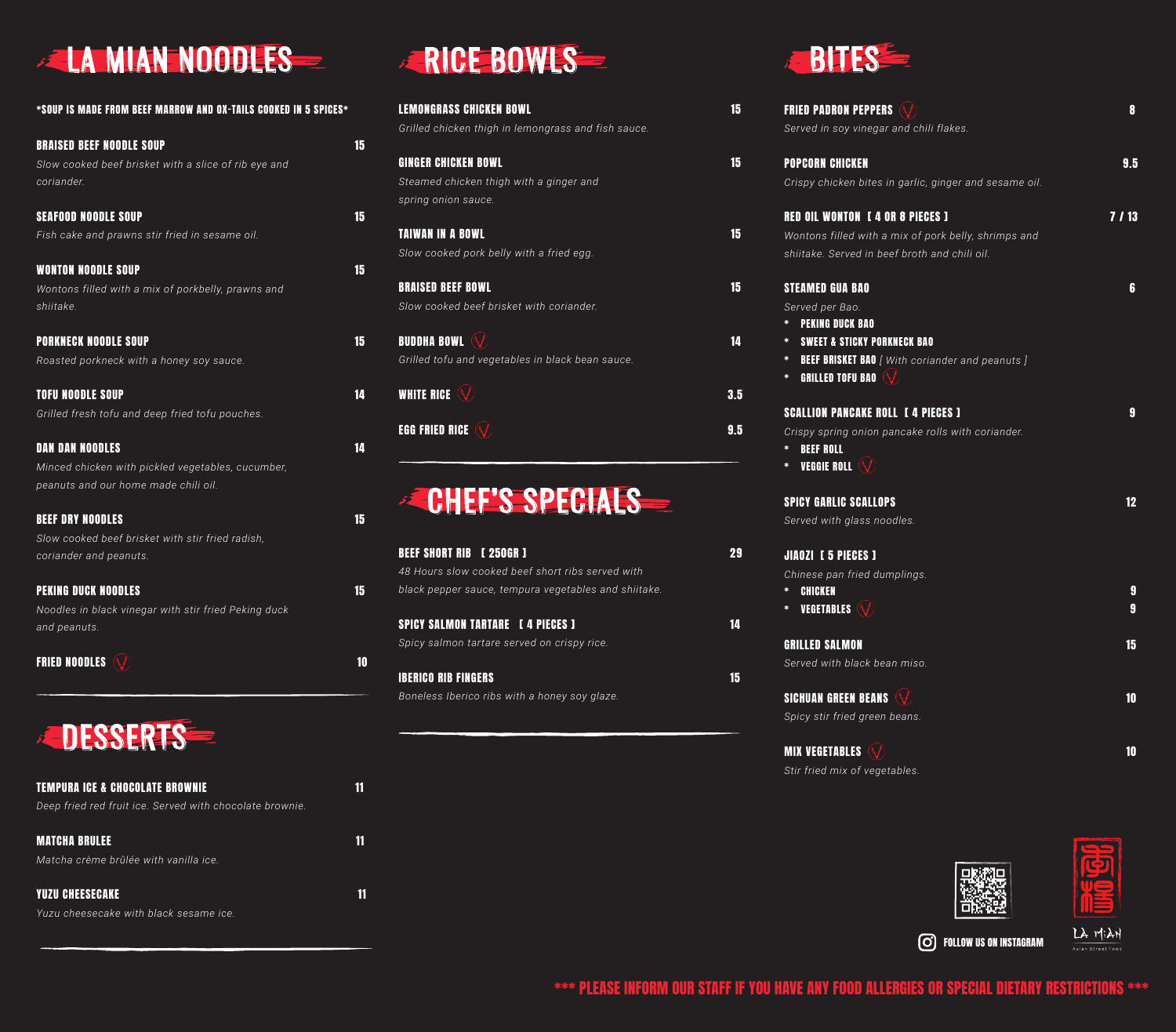# LA MIAN NOODLES

*SOUP IS MADE FROM BEEF MARROW AND OX-TAILS COOKED IN 5 SPICES*

**BRAISED BEEF NOODLE SOUP** 15
*Slow cooked beef brisket with a slice of rib eye and coriander.*

**SEAFOOD NOODLE SOUP** 15
*Fish cake and prawns stir fried in sesame oil.*

**WONTON NOODLE SOUP** 15
*Wontons filled with a mix of porkbelly, prawns and shiitake.*

**PORKNECK NOODLE SOUP** 15
*Roasted porkneck with a honey soy sauce.*

**TOFU NOODLE SOUP** 14
*Grilled fresh tofu and deep fried tofu pouches.*

**DAN DAN NOODLES** 14
*Minced chicken with pickled vegetables, cucumber, peanuts and our home made chili oil.*

**BEEF DRY NOODLES** 15
*Slow cooked beef brisket with stir fried radish, coriander and peanuts.*

**PEKING DUCK NOODLES** 15
*Noodles in black vinegar with stir fried Peking duck and peanuts.*

**FRIED NOODLES** (V) 10

# DESSERTS

**TEMPURA ICE & CHOCOLATE BROWNIE** 11
*Deep fried red fruit ice. Served with chocolate brownie.*

**MATCHA BRULEE** 11
*Matcha crème brûlée with vanilla ice.*

**YUZU CHEESECAKE** 11
*Yuzu cheesecake with black sesame ice.*

# RICE BOWLS

**LEMONGRASS CHICKEN BOWL** 15
*Grilled chicken thigh in lemongrass and fish sauce.*

**GINGER CHICKEN BOWL** 15
*Steamed chicken thigh with a ginger and spring onion sauce.*

**TAIWAN IN A BOWL** 15
*Slow cooked pork belly with a fried egg.*

**BRAISED BEEF BOWL** 15
*Slow cooked beef brisket with coriander.*

**BUDDHA BOWL** (V) 14
*Grilled tofu and vegetables in black bean sauce.*

**WHITE RICE** (V) 3.5

**EGG FRIED RICE** (V) 9.5

# CHEF'S SPECIALS

**BEEF SHORT RIB [ 250GR ]** 29
*48 Hours slow cooked beef short ribs served with black pepper sauce, tempura vegetables and shiitake.*

**SPICY SALMON TARTARE [ 4 PIECES ]** 14
*Spicy salmon tartare served on crispy rice.*

**IBERICO RIB FINGERS** 15
*Boneless Iberico ribs with a honey soy glaze.*

# BITES

**FRIED PADRON PEPPERS** (V) 8
*Served in soy vinegar and chili flakes.*

**POPCORN CHICKEN** 9.5
*Crispy chicken bites in garlic, ginger and sesame oil.*

**RED OIL WONTON [ 4 OR 8 PIECES ]** 7 / 13
*Wontons filled with a mix of pork belly, shrimps and shiitake. Served in beef broth and chili oil.*

**STEAMED GUA BAO** 6
*Served per Bao.*
* PEKING DUCK BAO
* SWEET & STICKY PORKNECK BAO
* BEEF BRISKET BAO *[ With coriander and peanuts ]*
* GRILLED TOFU BAO (V)

**SCALLION PANCAKE ROLL [ 4 PIECES ]** 9
*Crispy spring onion pancake rolls with coriander.*
* BEEF ROLL
* VEGGIE ROLL (V)

**SPICY GARLIC SCALLOPS** 12
*Served with glass noodles.*

**JIAOZI [ 5 PIECES ]**
*Chinese pan fried dumplings.*
* CHICKEN 9
* VEGETABLES (V) 9

**GRILLED SALMON** 15
*Served with black bean miso.*

**SICHUAN GREEN BEANS** (V) 10
*Spicy stir fried green beans.*

**MIX VEGETABLES** (V) 10
*Stir fried mix of vegetables.*

FOLLOW US ON INSTAGRAM

LA MIAN
Asian Street Food

*** PLEASE INFORM OUR STAFF IF YOU HAVE ANY FOOD ALLERGIES OR SPECIAL DIETARY RESTRICTIONS ***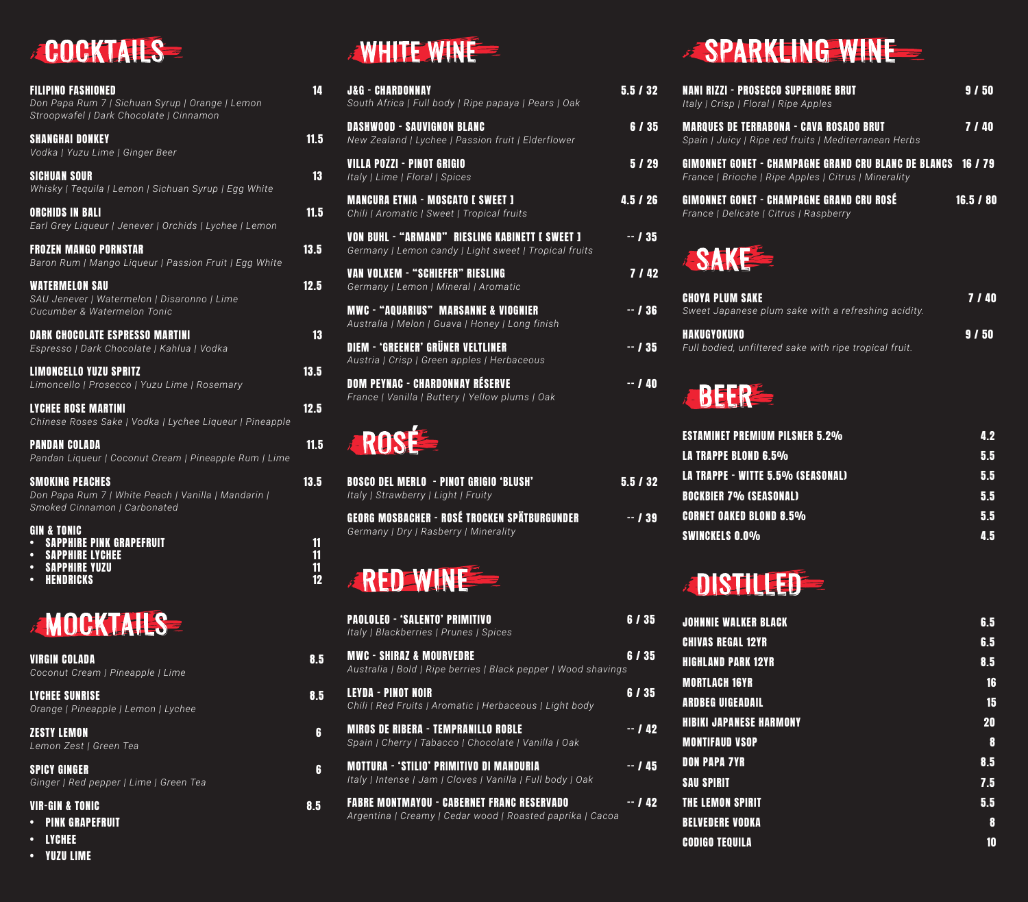# COCKTAILS

**FILIPINO FASHIONED** — 14
*Don Papa Rum 7 | Sichuan Syrup | Orange | Lemon Stroopwafel | Dark Chocolate | Cinnamon*

**SHANGHAI DONKEY** — 11.5
*Vodka | Yuzu Lime | Ginger Beer*

**SICHUAN SOUR** — 13
*Whisky | Tequila | Lemon | Sichuan Syrup | Egg White*

**ORCHIDS IN BALI** — 11.5
*Earl Grey Liqueur | Jenever | Orchids | Lychee | Lemon*

**FROZEN MANGO PORNSTAR** — 13.5
*Baron Rum | Mango Liqueur | Passion Fruit | Egg White*

**WATERMELON SAU** — 12.5
*SAU Jenever | Watermelon | Disaronno | Lime Cucumber & Watermelon Tonic*

**DARK CHOCOLATE ESPRESSO MARTINI** — 13
*Espresso | Dark Chocolate | Kahlua | Vodka*

**LIMONCELLO YUZU SPRITZ** — 13.5
*Limoncello | Prosecco | Yuzu Lime | Rosemary*

**LYCHEE ROSE MARTINI** — 12.5
*Chinese Roses Sake | Vodka | Lychee Liqueur | Pineapple*

**PANDAN COLADA** — 11.5
*Pandan Liqueur | Coconut Cream | Pineapple Rum | Lime*

**SMOKING PEACHES** — 13.5
*Don Papa Rum 7 | White Peach | Vanilla | Mandarin | Smoked Cinnamon | Carbonated*

**GIN & TONIC**
- **SAPPHIRE PINK GRAPEFRUIT** — 11
- **SAPPHIRE LYCHEE** — 11
- **SAPPHIRE YUZU** — 11
- **HENDRICKS** — 12

# MOCKTAILS

**VIRGIN COLADA** — 8.5
*Coconut Cream | Pineapple | Lime*

**LYCHEE SUNRISE** — 8.5
*Orange | Pineapple | Lemon | Lychee*

**ZESTY LEMON** — 6
*Lemon Zest | Green Tea*

**SPICY GINGER** — 6
*Ginger | Red pepper | Lime | Green Tea*

**VIR-GIN & TONIC** — 8.5
- **PINK GRAPEFRUIT**
- **LYCHEE**
- **YUZU LIME**

# WHITE WINE

**J&G - CHARDONNAY** — 5.5 / 32
*South Africa | Full body | Ripe papaya | Pears | Oak*

**DASHWOOD - SAUVIGNON BLANC** — 6 / 35
*New Zealand | Lychee | Passion fruit | Elderflower*

**VILLA POZZI - PINOT GRIGIO** — 5 / 29
*Italy | Lime | Floral | Spices*

**MANCURA ETNIA - MOSCATO [ SWEET ]** — 4.5 / 26
*Chili | Aromatic | Sweet | Tropical fruits*

**VON BUHL - "ARMAND" RIESLING KABINETT [ SWEET ]** — -- / 35
*Germany | Lemon candy | Light sweet | Tropical fruits*

**VAN VOLXEM - "SCHIEFER" RIESLING** — 7 / 42
*Germany | Lemon | Mineral | Aromatic*

**MWC - "AQUARIUS" MARSANNE & VIOGNIER** — -- / 36
*Australia | Melon | Guava | Honey | Long finish*

**DIEM - 'GREENER' GRÜNER VELTLINER** — -- / 35
*Austria | Crisp | Green apples | Herbaceous*

**DOM PEYNAC - CHARDONNAY RÉSERVE** — -- / 40
*France | Vanilla | Buttery | Yellow plums | Oak*

# ROSÉ

**BOSCO DEL MERLO - PINOT GRIGIO 'BLUSH'** — 5.5 / 32
*Italy | Strawberry | Light | Fruity*

**GEORG MOSBACHER - ROSÉ TROCKEN SPÄTBURGUNDER** — -- / 39
*Germany | Dry | Rasberry | Minerality*

# RED WINE

**PAOLOLEO - 'SALENTO' PRIMITIVO** — 6 / 35
*Italy | Blackberries | Prunes | Spices*

**MWC - SHIRAZ & MOURVEDRE** — 6 / 35
*Australia | Bold | Ripe berries | Black pepper | Wood shavings*

**LEYDA - PINOT NOIR** — 6 / 35
*Chili | Red Fruits | Aromatic | Herbaceous | Light body*

**MIROS DE RIBERA - TEMPRANILLO ROBLE** — -- / 42
*Spain | Cherry | Tabacco | Chocolate | Vanilla | Oak*

**MOTTURA - 'STILIO' PRIMITIVO DI MANDURIA** — -- / 45
*Italy | Intense | Jam | Cloves | Vanilla | Full body | Oak*

**FABRE MONTMAYOU - CABERNET FRANC RESERVADO** — -- / 42
*Argentina | Creamy | Cedar wood | Roasted paprika | Cacoa*

# SPARKLING WINE

**NANI RIZZI - PROSECCO SUPERIORE BRUT** — 9 / 50
*Italy | Crisp | Floral | Ripe Apples*

**MARQUES DE TERRABONA - CAVA ROSADO BRUT** — 7 / 40
*Spain | Juicy | Ripe red fruits | Mediterranean Herbs*

**GIMONNET GONET - CHAMPAGNE GRAND CRU BLANC DE BLANCS** — 16 / 79
*France | Brioche | Ripe Apples | Citrus | Minerality*

**GIMONNET GONET - CHAMPAGNE GRAND CRU ROSÉ** — 16.5 / 80
*France | Delicate | Citrus | Raspberry*

# SAKE

**CHOYA PLUM SAKE** — 7 / 40
*Sweet Japanese plum sake with a refreshing acidity.*

**HAKUGYOKUKO** — 9 / 50
*Full bodied, unfiltered sake with ripe tropical fruit.*

# BEER

| | |
|---|---|
| **ESTAMINET PREMIUM PILSNER 5.2%** | 4.2 |
| **LA TRAPPE BLOND 6.5%** | 5.5 |
| **LA TRAPPE - WITTE 5.5% (SEASONAL)** | 5.5 |
| **BOCKBIER 7% (SEASONAL)** | 5.5 |
| **CORNET OAKED BLOND 8.5%** | 5.5 |
| **SWINCKELS 0.0%** | 4.5 |

# DISTILLED

| | |
|---|---|
| **JOHNNIE WALKER BLACK** | 6.5 |
| **CHIVAS REGAL 12YR** | 6.5 |
| **HIGHLAND PARK 12YR** | 8.5 |
| **MORTLACH 16YR** | 16 |
| **ARDBEG UIGEADAIL** | 15 |
| **HIBIKI JAPANESE HARMONY** | 20 |
| **MONTIFAUD VSOP** | 8 |
| **DON PAPA 7YR** | 8.5 |
| **SAU SPIRIT** | 7.5 |
| **THE LEMON SPIRIT** | 5.5 |
| **BELVEDERE VODKA** | 8 |
| **CODIGO TEQUILA** | 10 |